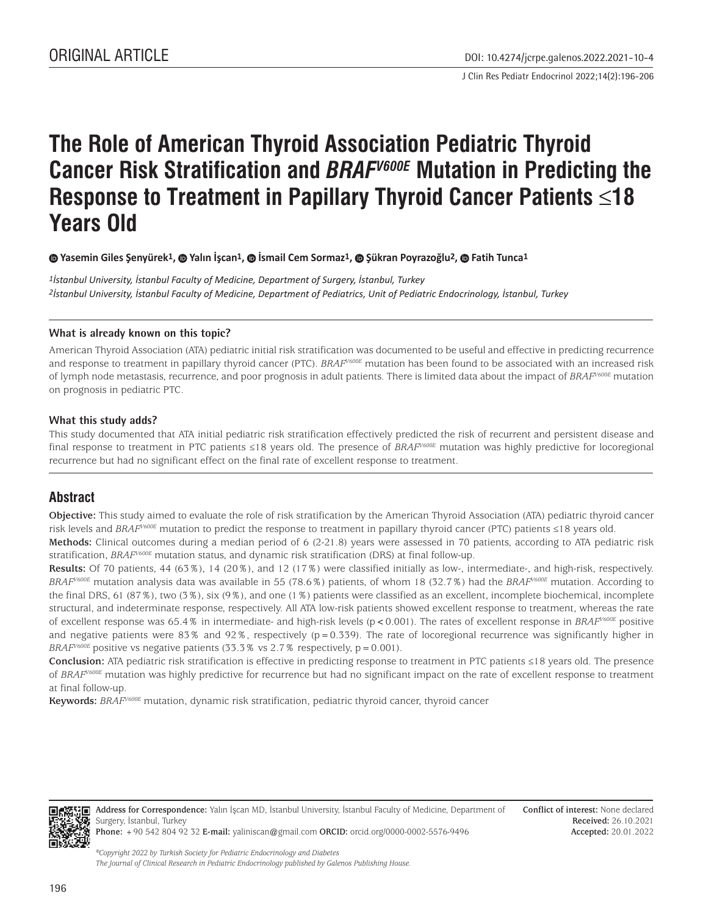ORIGINAL ARTICLE

DOI: 10.4274/jcrpe.galenos.2022.2021-10-4

# The Role of American Thyroid Association Pediatric Thyroid Cancer Risk Stratification and *BRAF*$^{V600E}$ Mutation in Predicting the Response to Treatment in Papillary Thyroid Cancer Patients ≤18 Years Old

**Yasemin Giles Şenyürek[1], Yalın İşcan[1], İsmail Cem Sormaz[1], Şükran Poyrazoğlu[2], Fatih Tunca[1]**

*[1]İstanbul University, İstanbul Faculty of Medicine, Department of Surgery, İstanbul, Turkey*
*[2]İstanbul University, İstanbul Faculty of Medicine, Department of Pediatrics, Unit of Pediatric Endocrinology, İstanbul, Turkey*

### What is already known on this topic?

American Thyroid Association (ATA) pediatric initial risk stratification was documented to be useful and effective in predicting recurrence and response to treatment in papillary thyroid cancer (PTC). *BRAF*$^{V600E}$ mutation has been found to be associated with an increased risk of lymph node metastasis, recurrence, and poor prognosis in adult patients. There is limited data about the impact of *BRAF*$^{V600E}$ mutation on prognosis in pediatric PTC.

### What this study adds?

This study documented that ATA initial pediatric risk stratification effectively predicted the risk of recurrent and persistent disease and final response to treatment in PTC patients ≤18 years old. The presence of *BRAF*$^{V600E}$ mutation was highly predictive for locoregional recurrence but had no significant effect on the final rate of excellent response to treatment.

## Abstract

**Objective:** This study aimed to evaluate the role of risk stratification by the American Thyroid Association (ATA) pediatric thyroid cancer risk levels and *BRAF*$^{V600E}$ mutation to predict the response to treatment in papillary thyroid cancer (PTC) patients ≤18 years old.

**Methods:** Clinical outcomes during a median period of 6 (2-21.8) years were assessed in 70 patients, according to ATA pediatric risk stratification, *BRAF*$^{V600E}$ mutation status, and dynamic risk stratification (DRS) at final follow-up.

**Results:** Of 70 patients, 44 (63%), 14 (20%), and 12 (17%) were classified initially as low-, intermediate-, and high-risk, respectively. *BRAF*$^{V600E}$ mutation analysis data was available in 55 (78.6%) patients, of whom 18 (32.7%) had the *BRAF*$^{V600E}$ mutation. According to the final DRS, 61 (87%), two (3%), six (9%), and one (1%) patients were classified as an excellent, incomplete biochemical, incomplete structural, and indeterminate response, respectively. All ATA low-risk patients showed excellent response to treatment, whereas the rate of excellent response was 65.4% in intermediate- and high-risk levels ($p<0.001$). The rates of excellent response in *BRAF*$^{V600E}$ positive and negative patients were 83% and 92%, respectively ($p=0.339$). The rate of locoregional recurrence was significantly higher in *BRAF*$^{V600E}$ positive vs negative patients (33.3% vs 2.7% respectively, $p=0.001$).

**Conclusion:** ATA pediatric risk stratification is effective in predicting response to treatment in PTC patients ≤18 years old. The presence of *BRAF*$^{V600E}$ mutation was highly predictive for recurrence but had no significant impact on the rate of excellent response to treatment at final follow-up.

**Keywords:** *BRAF*$^{V600E}$ mutation, dynamic risk stratification, pediatric thyroid cancer, thyroid cancer

**Address for Correspondence:** Yalın İşcan MD, İstanbul University, İstanbul Faculty of Medicine, Department of Surgery, İstanbul, Turkey
**Phone:** +90 542 804 92 32 **E-mail:** yaliniscan@gmail.com **ORCID:** orcid.org/0000-0002-5576-9496

**Conflict of interest:** None declared
**Received:** 26.10.2021
**Accepted:** 20.01.2022

*©Copyright 2022 by Turkish Society for Pediatric Endocrinology and Diabetes*
*The Journal of Clinical Research in Pediatric Endocrinology published by Galenos Publishing House.*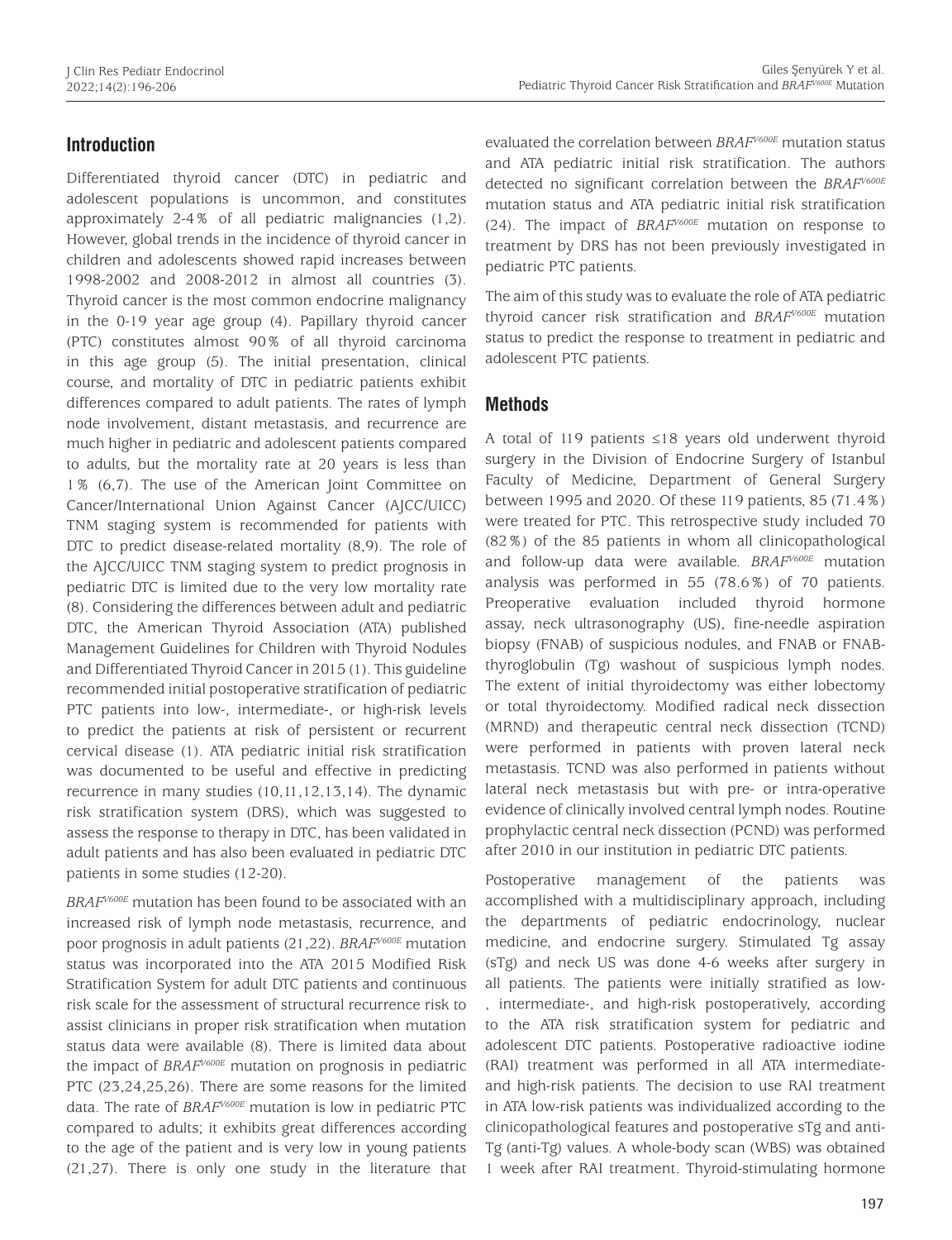## Introduction

Differentiated thyroid cancer (DTC) in pediatric and adolescent populations is uncommon, and constitutes approximately 2-4% of all pediatric malignancies (1,2). However, global trends in the incidence of thyroid cancer in children and adolescents showed rapid increases between 1998-2002 and 2008-2012 in almost all countries (3). Thyroid cancer is the most common endocrine malignancy in the 0-19 year age group (4). Papillary thyroid cancer (PTC) constitutes almost 90% of all thyroid carcinoma in this age group (5). The initial presentation, clinical course, and mortality of DTC in pediatric patients exhibit differences compared to adult patients. The rates of lymph node involvement, distant metastasis, and recurrence are much higher in pediatric and adolescent patients compared to adults, but the mortality rate at 20 years is less than 1% (6,7). The use of the American Joint Committee on Cancer/International Union Against Cancer (AJCC/UICC) TNM staging system is recommended for patients with DTC to predict disease-related mortality (8,9). The role of the AJCC/UICC TNM staging system to predict prognosis in pediatric DTC is limited due to the very low mortality rate (8). Considering the differences between adult and pediatric DTC, the American Thyroid Association (ATA) published Management Guidelines for Children with Thyroid Nodules and Differentiated Thyroid Cancer in 2015 (1). This guideline recommended initial postoperative stratification of pediatric PTC patients into low-, intermediate-, or high-risk levels to predict the patients at risk of persistent or recurrent cervical disease (1). ATA pediatric initial risk stratification was documented to be useful and effective in predicting recurrence in many studies (10,11,12,13,14). The dynamic risk stratification system (DRS), which was suggested to assess the response to therapy in DTC, has been validated in adult patients and has also been evaluated in pediatric DTC patients in some studies (12-20).

*BRAF$^{V600E}$* mutation has been found to be associated with an increased risk of lymph node metastasis, recurrence, and poor prognosis in adult patients (21,22). *BRAF$^{V600E}$* mutation status was incorporated into the ATA 2015 Modified Risk Stratification System for adult DTC patients and continuous risk scale for the assessment of structural recurrence risk to assist clinicians in proper risk stratification when mutation status data were available (8). There is limited data about the impact of *BRAF$^{V600E}$* mutation on prognosis in pediatric PTC (23,24,25,26). There are some reasons for the limited data. The rate of *BRAF$^{V600E}$* mutation is low in pediatric PTC compared to adults; it exhibits great differences according to the age of the patient and is very low in young patients (21,27). There is only one study in the literature that evaluated the correlation between *BRAF$^{V600E}$* mutation status and ATA pediatric initial risk stratification. The authors detected no significant correlation between the *BRAF$^{V600E}$* mutation status and ATA pediatric initial risk stratification (24). The impact of *BRAF$^{V600E}$* mutation on response to treatment by DRS has not been previously investigated in pediatric PTC patients.

The aim of this study was to evaluate the role of ATA pediatric thyroid cancer risk stratification and *BRAF$^{V600E}$* mutation status to predict the response to treatment in pediatric and adolescent PTC patients.

## Methods

A total of 119 patients ≤18 years old underwent thyroid surgery in the Division of Endocrine Surgery of Istanbul Faculty of Medicine, Department of General Surgery between 1995 and 2020. Of these 119 patients, 85 (71.4%) were treated for PTC. This retrospective study included 70 (82%) of the 85 patients in whom all clinicopathological and follow-up data were available. *BRAF$^{V600E}$* mutation analysis was performed in 55 (78.6%) of 70 patients. Preoperative evaluation included thyroid hormone assay, neck ultrasonography (US), fine-needle aspiration biopsy (FNAB) of suspicious nodules, and FNAB or FNAB-thyroglobulin (Tg) washout of suspicious lymph nodes. The extent of initial thyroidectomy was either lobectomy or total thyroidectomy. Modified radical neck dissection (MRND) and therapeutic central neck dissection (TCND) were performed in patients with proven lateral neck metastasis. TCND was also performed in patients without lateral neck metastasis but with pre- or intra-operative evidence of clinically involved central lymph nodes. Routine prophylactic central neck dissection (PCND) was performed after 2010 in our institution in pediatric DTC patients.

Postoperative management of the patients was accomplished with a multidisciplinary approach, including the departments of pediatric endocrinology, nuclear medicine, and endocrine surgery. Stimulated Tg assay (sTg) and neck US was done 4-6 weeks after surgery in all patients. The patients were initially stratified as low-, intermediate-, and high-risk postoperatively, according to the ATA risk stratification system for pediatric and adolescent DTC patients. Postoperative radioactive iodine (RAI) treatment was performed in all ATA intermediate- and high-risk patients. The decision to use RAI treatment in ATA low-risk patients was individualized according to the clinicopathological features and postoperative sTg and anti-Tg (anti-Tg) values. A whole-body scan (WBS) was obtained 1 week after RAI treatment. Thyroid-stimulating hormone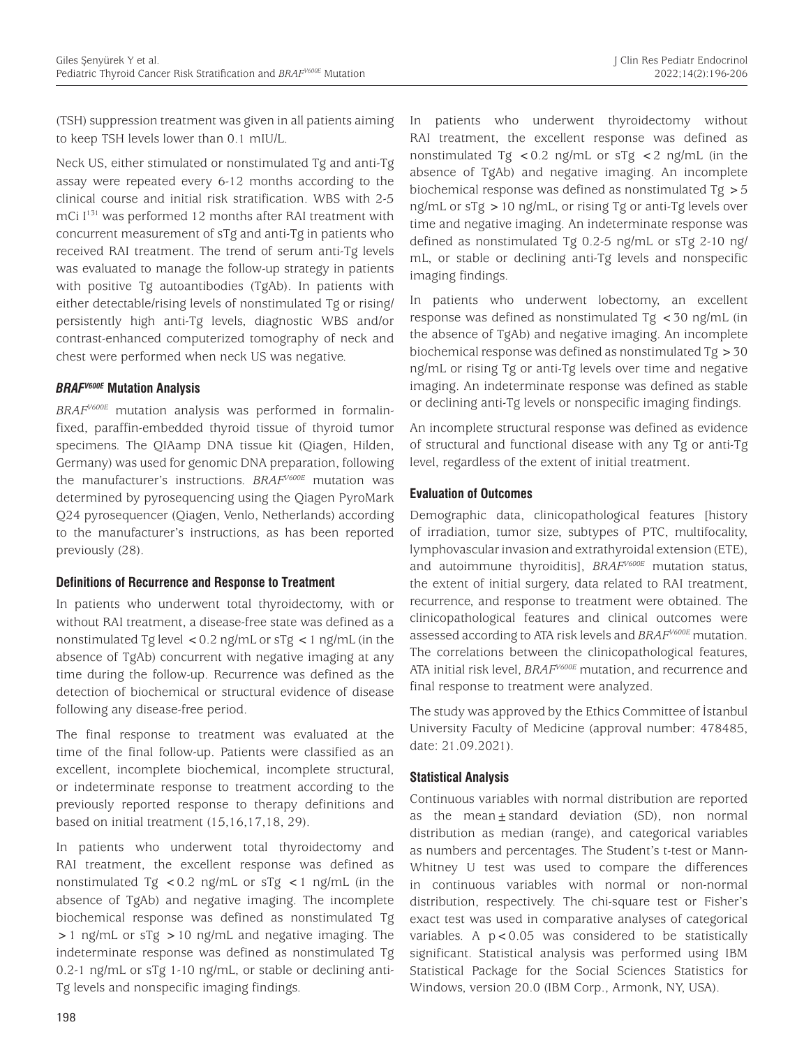(TSH) suppression treatment was given in all patients aiming to keep TSH levels lower than 0.1 mIU/L.

Neck US, either stimulated or nonstimulated Tg and anti-Tg assay were repeated every 6-12 months according to the clinical course and initial risk stratification. WBS with 2-5 mCi $I^{131}$ was performed 12 months after RAI treatment with concurrent measurement of sTg and anti-Tg in patients who received RAI treatment. The trend of serum anti-Tg levels was evaluated to manage the follow-up strategy in patients with positive Tg autoantibodies (TgAb). In patients with either detectable/rising levels of nonstimulated Tg or rising/persistently high anti-Tg levels, diagnostic WBS and/or contrast-enhanced computerized tomography of neck and chest were performed when neck US was negative.

### *BRAF$^{V600E}$* Mutation Analysis

*BRAF$^{V600E}$* mutation analysis was performed in formalin-fixed, paraffin-embedded thyroid tissue of thyroid tumor specimens. The QIAamp DNA tissue kit (Qiagen, Hilden, Germany) was used for genomic DNA preparation, following the manufacturer's instructions. *BRAF$^{V600E}$* mutation was determined by pyrosequencing using the Qiagen PyroMark Q24 pyrosequencer (Qiagen, Venlo, Netherlands) according to the manufacturer's instructions, as has been reported previously (28).

### Definitions of Recurrence and Response to Treatment

In patients who underwent total thyroidectomy, with or without RAI treatment, a disease-free state was defined as a nonstimulated Tg level <0.2 ng/mL or sTg <1 ng/mL (in the absence of TgAb) concurrent with negative imaging at any time during the follow-up. Recurrence was defined as the detection of biochemical or structural evidence of disease following any disease-free period.

The final response to treatment was evaluated at the time of the final follow-up. Patients were classified as an excellent, incomplete biochemical, incomplete structural, or indeterminate response to treatment according to the previously reported response to therapy definitions and based on initial treatment (15,16,17,18, 29).

In patients who underwent total thyroidectomy and RAI treatment, the excellent response was defined as nonstimulated Tg <0.2 ng/mL or sTg <1 ng/mL (in the absence of TgAb) and negative imaging. The incomplete biochemical response was defined as nonstimulated Tg >1 ng/mL or sTg >10 ng/mL and negative imaging. The indeterminate response was defined as nonstimulated Tg 0.2-1 ng/mL or sTg 1-10 ng/mL, or stable or declining anti-Tg levels and nonspecific imaging findings.

In patients who underwent thyroidectomy without RAI treatment, the excellent response was defined as nonstimulated Tg <0.2 ng/mL or sTg <2 ng/mL (in the absence of TgAb) and negative imaging. An incomplete biochemical response was defined as nonstimulated Tg >5 ng/mL or sTg >10 ng/mL, or rising Tg or anti-Tg levels over time and negative imaging. An indeterminate response was defined as nonstimulated Tg 0.2-5 ng/mL or sTg 2-10 ng/mL, or stable or declining anti-Tg levels and nonspecific imaging findings.

In patients who underwent lobectomy, an excellent response was defined as nonstimulated Tg <30 ng/mL (in the absence of TgAb) and negative imaging. An incomplete biochemical response was defined as nonstimulated Tg >30 ng/mL or rising Tg or anti-Tg levels over time and negative imaging. An indeterminate response was defined as stable or declining anti-Tg levels or nonspecific imaging findings.

An incomplete structural response was defined as evidence of structural and functional disease with any Tg or anti-Tg level, regardless of the extent of initial treatment.

### Evaluation of Outcomes

Demographic data, clinicopathological features [history of irradiation, tumor size, subtypes of PTC, multifocality, lymphovascular invasion and extrathyroidal extension (ETE), and autoimmune thyroiditis], *BRAF$^{V600E}$* mutation status, the extent of initial surgery, data related to RAI treatment, recurrence, and response to treatment were obtained. The clinicopathological features and clinical outcomes were assessed according to ATA risk levels and *BRAF$^{V600E}$* mutation. The correlations between the clinicopathological features, ATA initial risk level, *BRAF$^{V600E}$* mutation, and recurrence and final response to treatment were analyzed.

The study was approved by the Ethics Committee of İstanbul University Faculty of Medicine (approval number: 478485, date: 21.09.2021).

### Statistical Analysis

Continuous variables with normal distribution are reported as the mean ± standard deviation (SD), non normal distribution as median (range), and categorical variables as numbers and percentages. The Student's t-test or Mann-Whitney U test was used to compare the differences in continuous variables with normal or non-normal distribution, respectively. The chi-square test or Fisher's exact test was used in comparative analyses of categorical variables. A $p<0.05$ was considered to be statistically significant. Statistical analysis was performed using IBM Statistical Package for the Social Sciences Statistics for Windows, version 20.0 (IBM Corp., Armonk, NY, USA).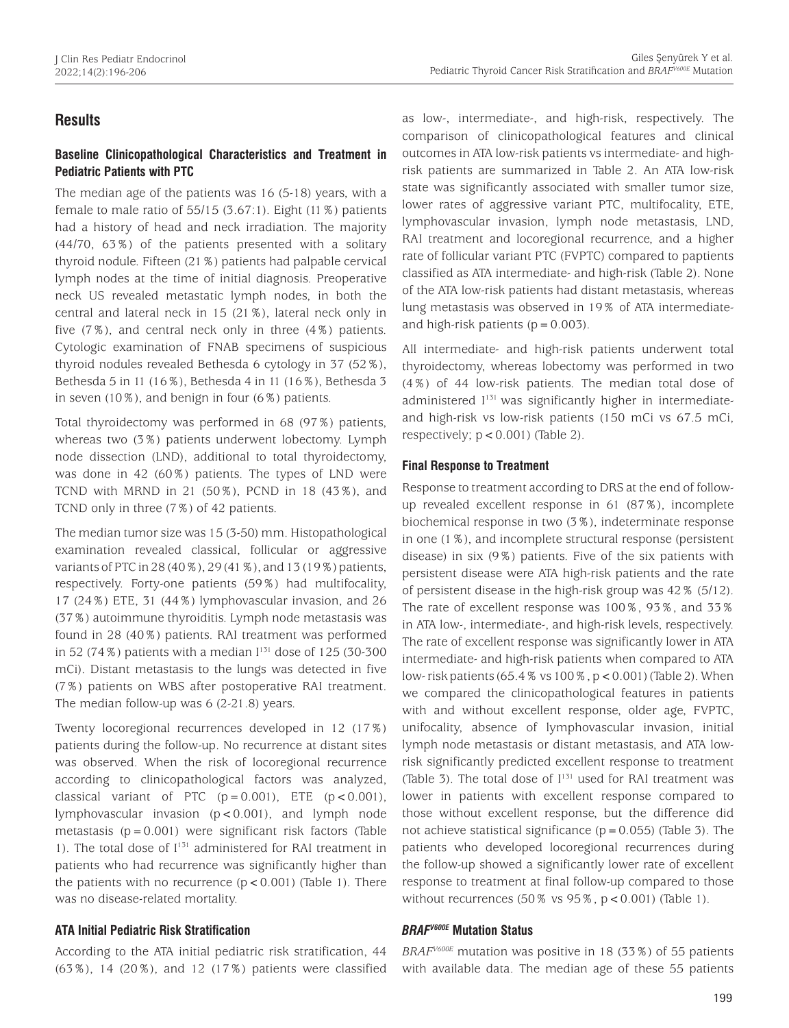## Results

### Baseline Clinicopathological Characteristics and Treatment in Pediatric Patients with PTC

The median age of the patients was 16 (5-18) years, with a female to male ratio of 55/15 (3.67:1). Eight (11%) patients had a history of head and neck irradiation. The majority (44/70, 63%) of the patients presented with a solitary thyroid nodule. Fifteen (21%) patients had palpable cervical lymph nodes at the time of initial diagnosis. Preoperative neck US revealed metastatic lymph nodes, in both the central and lateral neck in 15 (21%), lateral neck only in five (7%), and central neck only in three (4%) patients. Cytologic examination of FNAB specimens of suspicious thyroid nodules revealed Bethesda 6 cytology in 37 (52%), Bethesda 5 in 11 (16%), Bethesda 4 in 11 (16%), Bethesda 3 in seven (10%), and benign in four (6%) patients.

Total thyroidectomy was performed in 68 (97%) patients, whereas two (3%) patients underwent lobectomy. Lymph node dissection (LND), additional to total thyroidectomy, was done in 42 (60%) patients. The types of LND were TCND with MRND in 21 (50%), PCND in 18 (43%), and TCND only in three (7%) of 42 patients.

The median tumor size was 15 (3-50) mm. Histopathological examination revealed classical, follicular or aggressive variants of PTC in 28 (40%), 29 (41%), and 13 (19%) patients, respectively. Forty-one patients (59%) had multifocality, 17 (24%) ETE, 31 (44%) lymphovascular invasion, and 26 (37%) autoimmune thyroiditis. Lymph node metastasis was found in 28 (40%) patients. RAI treatment was performed in 52 (74%) patients with a median $I^{131}$ dose of 125 (30-300 mCi). Distant metastasis to the lungs was detected in five (7%) patients on WBS after postoperative RAI treatment. The median follow-up was 6 (2-21.8) years.

Twenty locoregional recurrences developed in 12 (17%) patients during the follow-up. No recurrence at distant sites was observed. When the risk of locoregional recurrence according to clinicopathological factors was analyzed, classical variant of PTC ($p = 0.001$), ETE ($p < 0.001$), lymphovascular invasion ($p < 0.001$), and lymph node metastasis ($p = 0.001$) were significant risk factors (Table 1). The total dose of $I^{131}$ administered for RAI treatment in patients who had recurrence was significantly higher than the patients with no recurrence ($p < 0.001$) (Table 1). There was no disease-related mortality.

### ATA Initial Pediatric Risk Stratification

According to the ATA initial pediatric risk stratification, 44 (63%), 14 (20%), and 12 (17%) patients were classified as low-, intermediate-, and high-risk, respectively. The comparison of clinicopathological features and clinical outcomes in ATA low-risk patients vs intermediate- and high-risk patients are summarized in Table 2. An ATA low-risk state was significantly associated with smaller tumor size, lower rates of aggressive variant PTC, multifocality, ETE, lymphovascular invasion, lymph node metastasis, LND, RAI treatment and locoregional recurrence, and a higher rate of follicular variant PTC (FVPTC) compared to paptients classified as ATA intermediate- and high-risk (Table 2). None of the ATA low-risk patients had distant metastasis, whereas lung metastasis was observed in 19% of ATA intermediate- and high-risk patients ($p = 0.003$).

All intermediate- and high-risk patients underwent total thyroidectomy, whereas lobectomy was performed in two (4%) of 44 low-risk patients. The median total dose of administered $I^{131}$ was significantly higher in intermediate- and high-risk vs low-risk patients (150 mCi vs 67.5 mCi, respectively; $p < 0.001$) (Table 2).

### Final Response to Treatment

Response to treatment according to DRS at the end of follow-up revealed excellent response in 61 (87%), incomplete biochemical response in two (3%), indeterminate response in one (1%), and incomplete structural response (persistent disease) in six (9%) patients. Five of the six patients with persistent disease were ATA high-risk patients and the rate of persistent disease in the high-risk group was 42% (5/12). The rate of excellent response was 100%, 93%, and 33% in ATA low-, intermediate-, and high-risk levels, respectively. The rate of excellent response was significantly lower in ATA intermediate- and high-risk patients when compared to ATA low- risk patients (65.4% vs 100%, $p < 0.001$) (Table 2). When we compared the clinicopathological features in patients with and without excellent response, older age, FVPTC, unifocality, absence of lymphovascular invasion, initial lymph node metastasis or distant metastasis, and ATA low-risk significantly predicted excellent response to treatment (Table 3). The total dose of $I^{131}$ used for RAI treatment was lower in patients with excellent response compared to those without excellent response, but the difference did not achieve statistical significance ($p = 0.055$) (Table 3). The patients who developed locoregional recurrences during the follow-up showed a significantly lower rate of excellent response to treatment at final follow-up compared to those without recurrences (50% vs 95%, $p < 0.001$) (Table 1).

### *BRAF*$^{V600E}$ Mutation Status

*BRAF*$^{V600E}$ mutation was positive in 18 (33%) of 55 patients with available data. The median age of these 55 patients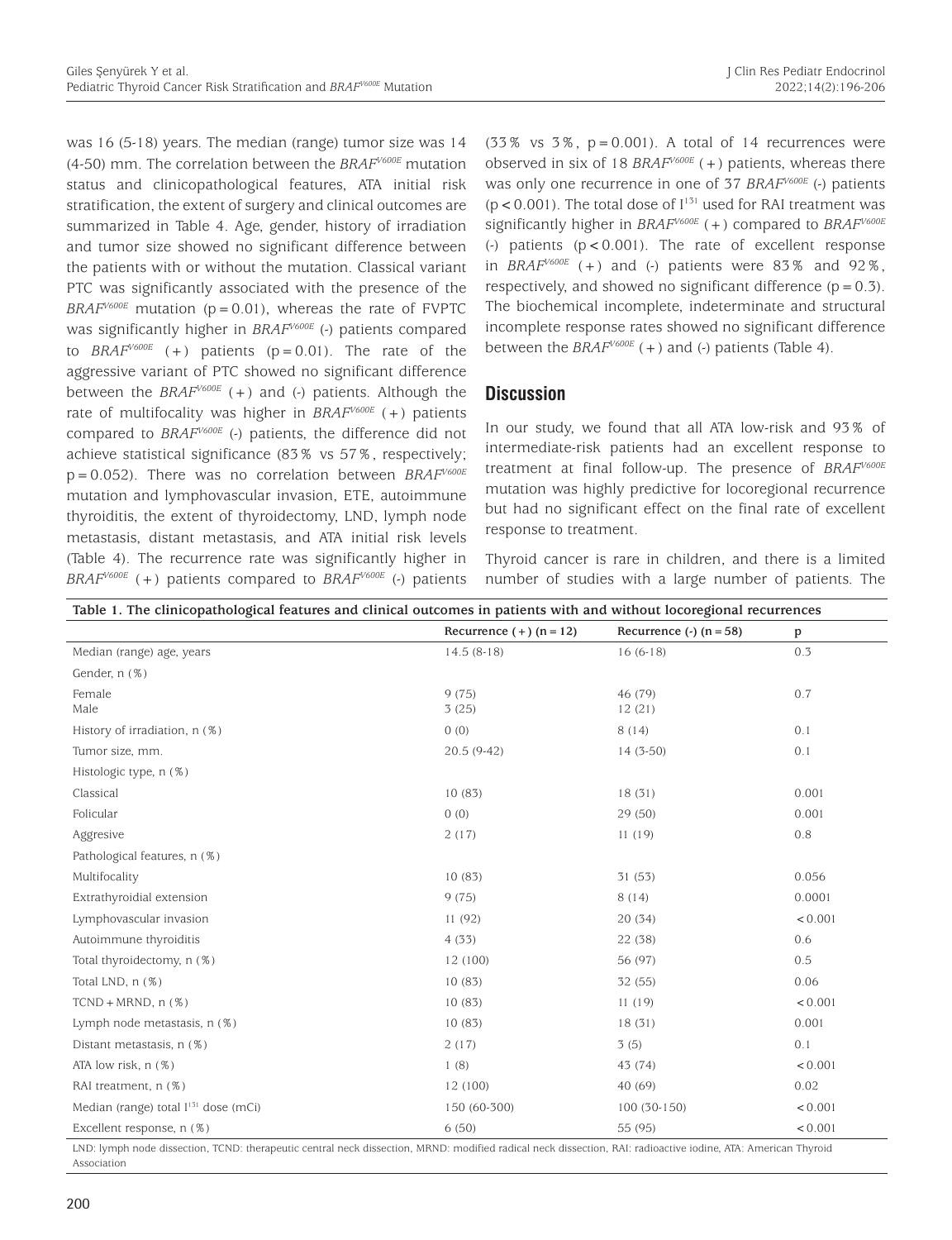was 16 (5-18) years. The median (range) tumor size was 14 (4-50) mm. The correlation between the $BRAF^{V600E}$ mutation status and clinicopathological features, ATA initial risk stratification, the extent of surgery and clinical outcomes are summarized in Table 4. Age, gender, history of irradiation and tumor size showed no significant difference between the patients with or without the mutation. Classical variant PTC was significantly associated with the presence of the $BRAF^{V600E}$ mutation (p=0.01), whereas the rate of FVPTC was significantly higher in $BRAF^{V600E}$ (-) patients compared to $BRAF^{V600E}$ (+) patients (p=0.01). The rate of the aggressive variant of PTC showed no significant difference between the $BRAF^{V600E}$ (+) and (-) patients. Although the rate of multifocality was higher in $BRAF^{V600E}$ (+) patients compared to $BRAF^{V600E}$ (-) patients, the difference did not achieve statistical significance (83% vs 57%, respectively; p=0.052). There was no correlation between $BRAF^{V600E}$ mutation and lymphovascular invasion, ETE, autoimmune thyroiditis, the extent of thyroidectomy, LND, lymph node metastasis, distant metastasis, and ATA initial risk levels (Table 4). The recurrence rate was significantly higher in $BRAF^{V600E}$ (+) patients compared to $BRAF^{V600E}$ (-) patients (33% vs 3%, p=0.001). A total of 14 recurrences were observed in six of 18 $BRAF^{V600E}$ (+) patients, whereas there was only one recurrence in one of 37 $BRAF^{V600E}$ (-) patients (p<0.001). The total dose of $I^{131}$ used for RAI treatment was significantly higher in $BRAF^{V600E}$ (+) compared to $BRAF^{V600E}$ (-) patients (p<0.001). The rate of excellent response in $BRAF^{V600E}$ (+) and (-) patients were 83% and 92%, respectively, and showed no significant difference (p=0.3). The biochemical incomplete, indeterminate and structural incomplete response rates showed no significant difference between the $BRAF^{V600E}$ (+) and (-) patients (Table 4).

## Discussion

In our study, we found that all ATA low-risk and 93% of intermediate-risk patients had an excellent response to treatment at final follow-up. The presence of $BRAF^{V600E}$ mutation was highly predictive for locoregional recurrence but had no significant effect on the final rate of excellent response to treatment.

Thyroid cancer is rare in children, and there is a limited number of studies with a large number of patients. The

**Table 1. The clinicopathological features and clinical outcomes in patients with and without locoregional recurrences**

| | Recurrence (+) (n=12) | Recurrence (-) (n=58) | p |
|---|---|---|---|
| Median (range) age, years | 14.5 (8-18) | 16 (6-18) | 0.3 |
| Gender, n (%) | | | |
| Female<br>Male | 9 (75)<br>3 (25) | 46 (79)<br>12 (21) | 0.7 |
| History of irradiation, n (%) | 0 (0) | 8 (14) | 0.1 |
| Tumor size, mm. | 20.5 (9-42) | 14 (3-50) | 0.1 |
| Histologic type, n (%) | | | |
| Classical | 10 (83) | 18 (31) | 0.001 |
| Folicular | 0 (0) | 29 (50) | 0.001 |
| Aggresive | 2 (17) | 11 (19) | 0.8 |
| Pathological features, n (%) | | | |
| Multifocality | 10 (83) | 31 (53) | 0.056 |
| Extrathyroidial extension | 9 (75) | 8 (14) | 0.0001 |
| Lymphovascular invasion | 11 (92) | 20 (34) | <0.001 |
| Autoimmune thyroiditis | 4 (33) | 22 (38) | 0.6 |
| Total thyroidectomy, n (%) | 12 (100) | 56 (97) | 0.5 |
| Total LND, n (%) | 10 (83) | 32 (55) | 0.06 |
| TCND+MRND, n (%) | 10 (83) | 11 (19) | <0.001 |
| Lymph node metastasis, n (%) | 10 (83) | 18 (31) | 0.001 |
| Distant metastasis, n (%) | 2 (17) | 3 (5) | 0.1 |
| ATA low risk, n (%) | 1 (8) | 43 (74) | <0.001 |
| RAI treatment, n (%) | 12 (100) | 40 (69) | 0.02 |
| Median (range) total $I^{131}$ dose (mCi) | 150 (60-300) | 100 (30-150) | <0.001 |
| Excellent response, n (%) | 6 (50) | 55 (95) | <0.001 |

LND: lymph node dissection, TCND: therapeutic central neck dissection, MRND: modified radical neck dissection, RAI: radioactive iodine, ATA: American Thyroid Association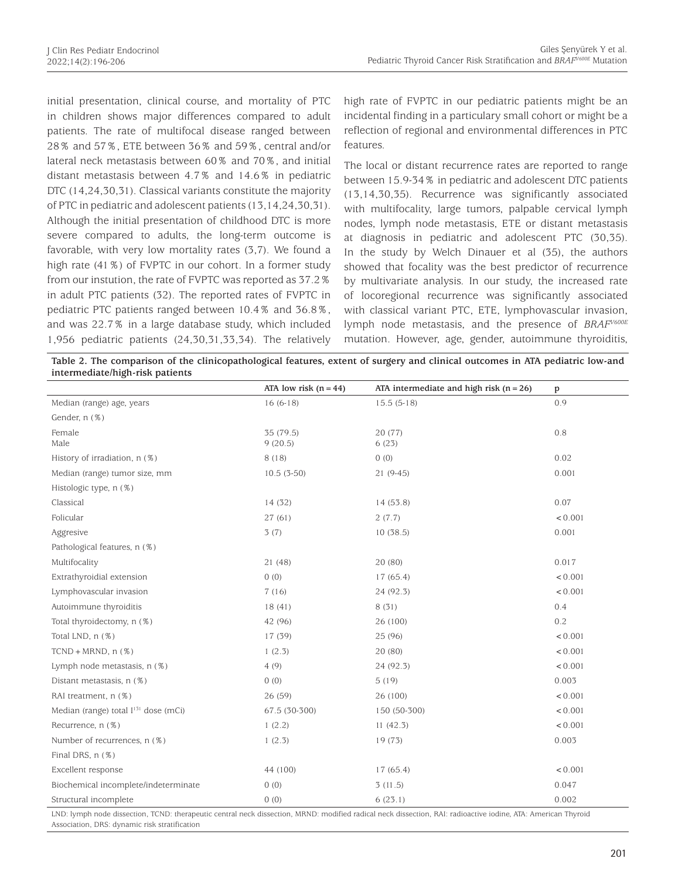initial presentation, clinical course, and mortality of PTC in children shows major differences compared to adult patients. The rate of multifocal disease ranged between 28% and 57%, ETE between 36% and 59%, central and/or lateral neck metastasis between 60% and 70%, and initial distant metastasis between 4.7% and 14.6% in pediatric DTC (14,24,30,31). Classical variants constitute the majority of PTC in pediatric and adolescent patients (13,14,24,30,31). Although the initial presentation of childhood DTC is more severe compared to adults, the long-term outcome is favorable, with very low mortality rates (3,7). We found a high rate (41%) of FVPTC in our cohort. In a former study from our instution, the rate of FVPTC was reported as 37.2% in adult PTC patients (32). The reported rates of FVPTC in pediatric PTC patients ranged between 10.4% and 36.8%, and was 22.7% in a large database study, which included 1,956 pediatric patients (24,30,31,33,34). The relatively high rate of FVPTC in our pediatric patients might be an incidental finding in a particularly small cohort or might be a reflection of regional and environmental differences in PTC features.

The local or distant recurrence rates are reported to range between 15.9-34% in pediatric and adolescent DTC patients (13,14,30,35). Recurrence was significantly associated with multifocality, large tumors, palpable cervical lymph nodes, lymph node metastasis, ETE or distant metastasis at diagnosis in pediatric and adolescent PTC (30,35). In the study by Welch Dinauer et al (35), the authors showed that focality was the best predictor of recurrence by multivariate analysis. In our study, the increased rate of locoregional recurrence was significantly associated with classical variant PTC, ETE, lymphovascular invasion, lymph node metastasis, and the presence of *BRAF$^{V600E}$* mutation. However, age, gender, autoimmune thyroiditis,

**Table 2. The comparison of the clinicopathological features, extent of surgery and clinical outcomes in ATA pediatric low-and intermediate/high-risk patients**

| | ATA low risk (n = 44) | ATA intermediate and high risk (n = 26) | p |
|---|---|---|---|
| Median (range) age, years | 16 (6-18) | 15.5 (5-18) | 0.9 |
| Gender, n (%) | | | |
| Female<br>Male | 35 (79.5)<br>9 (20.5) | 20 (77)<br>6 (23) | 0.8 |
| History of irradiation, n (%) | 8 (18) | 0 (0) | 0.02 |
| Median (range) tumor size, mm | 10.5 (3-50) | 21 (9-45) | 0.001 |
| Histologic type, n (%) | | | |
| Classical | 14 (32) | 14 (53.8) | 0.07 |
| Folicular | 27 (61) | 2 (7.7) | < 0.001 |
| Aggresive | 3 (7) | 10 (38.5) | 0.001 |
| Pathological features, n (%) | | | |
| Multifocality | 21 (48) | 20 (80) | 0.017 |
| Extrathyroidial extension | 0 (0) | 17 (65.4) | < 0.001 |
| Lymphovascular invasion | 7 (16) | 24 (92.3) | < 0.001 |
| Autoimmune thyroiditis | 18 (41) | 8 (31) | 0.4 |
| Total thyroidectomy, n (%) | 42 (96) | 26 (100) | 0.2 |
| Total LND, n (%) | 17 (39) | 25 (96) | < 0.001 |
| TCND + MRND, n (%) | 1 (2.3) | 20 (80) | < 0.001 |
| Lymph node metastasis, n (%) | 4 (9) | 24 (92.3) | < 0.001 |
| Distant metastasis, n (%) | 0 (0) | 5 (19) | 0.003 |
| RAI treatment, n (%) | 26 (59) | 26 (100) | < 0.001 |
| Median (range) total $I^{131}$ dose (mCi) | 67.5 (30-300) | 150 (50-300) | < 0.001 |
| Recurrence, n (%) | 1 (2.2) | 11 (42.3) | < 0.001 |
| Number of recurrences, n (%) | 1 (2.3) | 19 (73) | 0.003 |
| Final DRS, n (%) | | | |
| Excellent response | 44 (100) | 17 (65.4) | < 0.001 |
| Biochemical incomplete/indeterminate | 0 (0) | 3 (11.5) | 0.047 |
| Structural incomplete | 0 (0) | 6 (23.1) | 0.002 |

LND: lymph node dissection, TCND: therapeutic central neck dissection, MRND: modified radical neck dissection, RAI: radioactive iodine, ATA: American Thyroid Association, DRS: dynamic risk stratification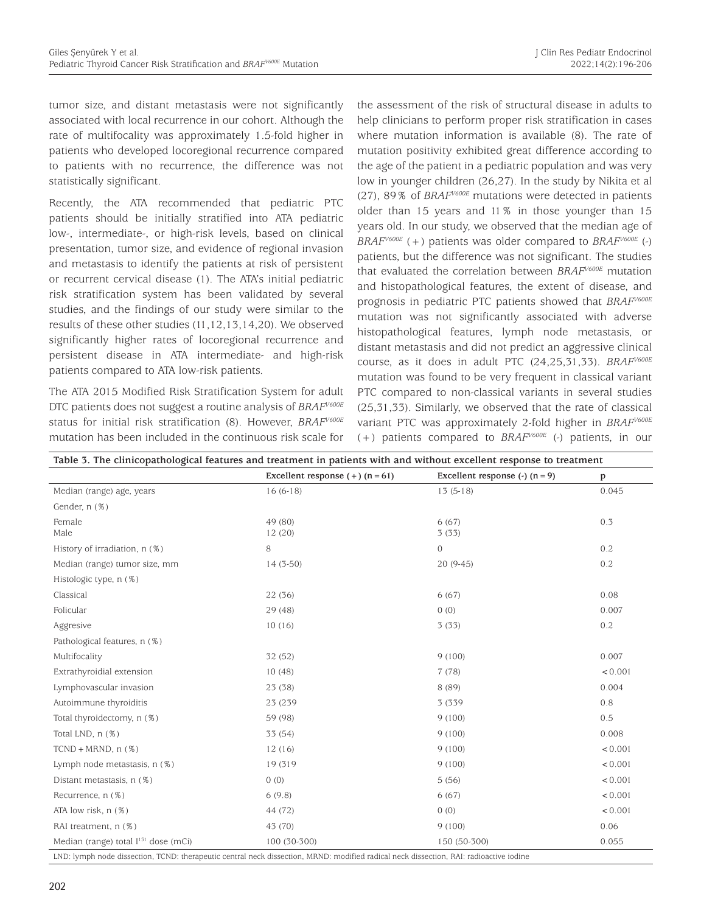tumor size, and distant metastasis were not significantly associated with local recurrence in our cohort. Although the rate of multifocality was approximately 1.5-fold higher in patients who developed locoregional recurrence compared to patients with no recurrence, the difference was not statistically significant.

Recently, the ATA recommended that pediatric PTC patients should be initially stratified into ATA pediatric low-, intermediate-, or high-risk levels, based on clinical presentation, tumor size, and evidence of regional invasion and metastasis to identify the patients at risk of persistent or recurrent cervical disease (1). The ATA's initial pediatric risk stratification system has been validated by several studies, and the findings of our study were similar to the results of these other studies (11,12,13,14,20). We observed significantly higher rates of locoregional recurrence and persistent disease in ATA intermediate- and high-risk patients compared to ATA low-risk patients.

The ATA 2015 Modified Risk Stratification System for adult DTC patients does not suggest a routine analysis of *BRAF*$^{V600E}$ status for initial risk stratification (8). However, *BRAF*$^{V600E}$ mutation has been included in the continuous risk scale for the assessment of the risk of structural disease in adults to help clinicians to perform proper risk stratification in cases where mutation information is available (8). The rate of mutation positivity exhibited great difference according to the age of the patient in a pediatric population and was very low in younger children (26,27). In the study by Nikita et al (27), 89% of *BRAF*$^{V600E}$ mutations were detected in patients older than 15 years and 11% in those younger than 15 years old. In our study, we observed that the median age of *BRAF*$^{V600E}$ (+) patients was older compared to *BRAF*$^{V600E}$ (-) patients, but the difference was not significant. The studies that evaluated the correlation between *BRAF*$^{V600E}$ mutation and histopathological features, the extent of disease, and prognosis in pediatric PTC patients showed that *BRAF*$^{V600E}$ mutation was not significantly associated with adverse histopathological features, lymph node metastasis, or distant metastasis and did not predict an aggressive clinical course, as it does in adult PTC (24,25,31,33). *BRAF*$^{V600E}$ mutation was found to be very frequent in classical variant PTC compared to non-classical variants in several studies (25,31,33). Similarly, we observed that the rate of classical variant PTC was approximately 2-fold higher in *BRAF*$^{V600E}$ (+) patients compared to *BRAF*$^{V600E}$ (-) patients, in our

**Table 3. The clinicopathological features and treatment in patients with and without excellent response to treatment**

| | Excellent response (+) (n = 61) | Excellent response (-) (n = 9) | p |
|---|---|---|---|
| Median (range) age, years | 16 (6-18) | 13 (5-18) | 0.045 |
| Gender, n (%) | | | |
| Female<br>Male | 49 (80)<br>12 (20) | 6 (67)<br>3 (33) | 0.3 |
| History of irradiation, n (%) | 8 | 0 | 0.2 |
| Median (range) tumor size, mm | 14 (3-50) | 20 (9-45) | 0.2 |
| Histologic type, n (%) | | | |
| Classical | 22 (36) | 6 (67) | 0.08 |
| Folicular | 29 (48) | 0 (0) | 0.007 |
| Aggresive | 10 (16) | 3 (33) | 0.2 |
| Pathological features, n (%) | | | |
| Multifocality | 32 (52) | 9 (100) | 0.007 |
| Extrathyroidial extension | 10 (48) | 7 (78) | < 0.001 |
| Lymphovascular invasion | 23 (38) | 8 (89) | 0.004 |
| Autoimmune thyroiditis | 23 (239 | 3 (339 | 0.8 |
| Total thyroidectomy, n (%) | 59 (98) | 9 (100) | 0.5 |
| Total LND, n (%) | 33 (54) | 9 (100) | 0.008 |
| TCND + MRND, n (%) | 12 (16) | 9 (100) | < 0.001 |
| Lymph node metastasis, n (%) | 19 (319 | 9 (100) | < 0.001 |
| Distant metastasis, n (%) | 0 (0) | 5 (56) | < 0.001 |
| Recurrence, n (%) | 6 (9.8) | 6 (67) | < 0.001 |
| ATA low risk, n (%) | 44 (72) | 0 (0) | < 0.001 |
| RAI treatment, n (%) | 43 (70) | 9 (100) | 0.06 |
| Median (range) total $I^{131}$ dose (mCi) | 100 (30-300) | 150 (50-300) | 0.055 |

LND: lymph node dissection, TCND: therapeutic central neck dissection, MRND: modified radical neck dissection, RAI: radioactive iodine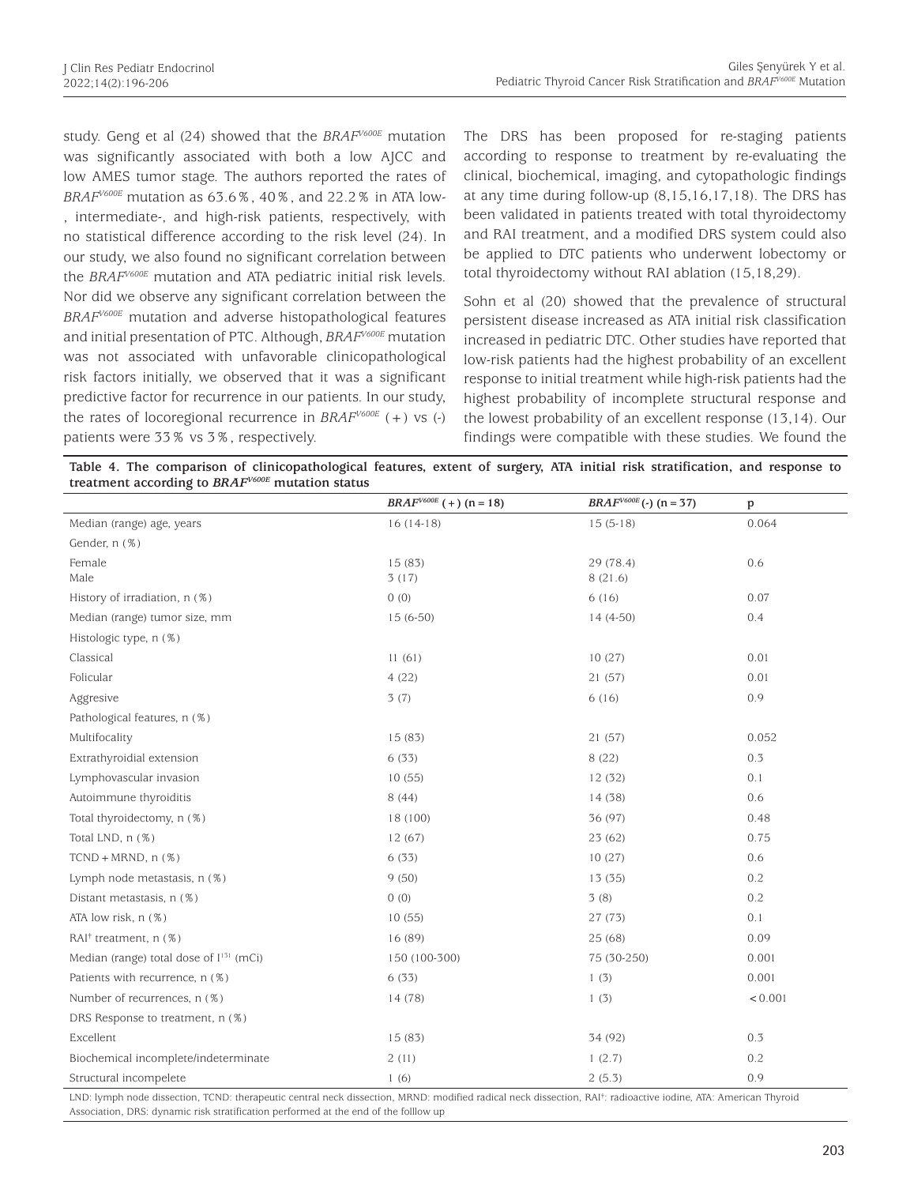study. Geng et al (24) showed that the $BRAF^{V600E}$ mutation was significantly associated with both a low AJCC and low AMES tumor stage. The authors reported the rates of $BRAF^{V600E}$ mutation as 63.6%, 40%, and 22.2% in ATA low-, intermediate-, and high-risk patients, respectively, with no statistical difference according to the risk level (24). In our study, we also found no significant correlation between the $BRAF^{V600E}$ mutation and ATA pediatric initial risk levels. Nor did we observe any significant correlation between the $BRAF^{V600E}$ mutation and adverse histopathological features and initial presentation of PTC. Although, $BRAF^{V600E}$ mutation was not associated with unfavorable clinicopathological risk factors initially, we observed that it was a significant predictive factor for recurrence in our patients. In our study, the rates of locoregional recurrence in $BRAF^{V600E}$ (+) vs (-) patients were 33% vs 3%, respectively.

The DRS has been proposed for re-staging patients according to response to treatment by re-evaluating the clinical, biochemical, imaging, and cytopathologic findings at any time during follow-up (8,15,16,17,18). The DRS has been validated in patients treated with total thyroidectomy and RAI treatment, and a modified DRS system could also be applied to DTC patients who underwent lobectomy or total thyroidectomy without RAI ablation (15,18,29).

Sohn et al (20) showed that the prevalence of structural persistent disease increased as ATA initial risk classification increased in pediatric DTC. Other studies have reported that low-risk patients had the highest probability of an excellent response to initial treatment while high-risk patients had the highest probability of incomplete structural response and the lowest probability of an excellent response (13,14). Our findings were compatible with these studies. We found the

**Table 4. The comparison of clinicopathological features, extent of surgery, ATA initial risk stratification, and response to treatment according to $BRAF^{V600E}$ mutation status**

| | $BRAF^{V600E}$ (+) (n = 18) | $BRAF^{V600E}$ (-) (n = 37) | p |
|---|---|---|---|
| Median (range) age, years | 16 (14-18) | 15 (5-18) | 0.064 |
| Gender, n (%) | | | |
| Female<br>Male | 15 (83)<br>3 (17) | 29 (78.4)<br>8 (21.6) | 0.6 |
| History of irradiation, n (%) | 0 (0) | 6 (16) | 0.07 |
| Median (range) tumor size, mm | 15 (6-50) | 14 (4-50) | 0.4 |
| Histologic type, n (%) | | | |
| Classical | 11 (61) | 10 (27) | 0.01 |
| Folicular | 4 (22) | 21 (57) | 0.01 |
| Aggresive | 3 (7) | 6 (16) | 0.9 |
| Pathological features, n (%) | | | |
| Multifocality | 15 (83) | 21 (57) | 0.052 |
| Extrathyroidial extension | 6 (33) | 8 (22) | 0.3 |
| Lymphovascular invasion | 10 (55) | 12 (32) | 0.1 |
| Autoimmune thyroiditis | 8 (44) | 14 (38) | 0.6 |
| Total thyroidectomy, n (%) | 18 (100) | 36 (97) | 0.48 |
| Total LND, n (%) | 12 (67) | 23 (62) | 0.75 |
| TCND + MRND, n (%) | 6 (33) | 10 (27) | 0.6 |
| Lymph node metastasis, n (%) | 9 (50) | 13 (35) | 0.2 |
| Distant metastasis, n (%) | 0 (0) | 3 (8) | 0.2 |
| ATA low risk, n (%) | 10 (55) | 27 (73) | 0.1 |
| RAI† treatment, n (%) | 16 (89) | 25 (68) | 0.09 |
| Median (range) total dose of $I^{131}$ (mCi) | 150 (100-300) | 75 (30-250) | 0.001 |
| Patients with recurrence, n (%) | 6 (33) | 1 (3) | 0.001 |
| Number of recurrences, n (%) | 14 (78) | 1 (3) | < 0.001 |
| DRS Response to treatment, n (%) | | | |
| Excellent | 15 (83) | 34 (92) | 0.3 |
| Biochemical incomplete/indeterminate | 2 (11) | 1 (2.7) | 0.2 |
| Structural incompelete | 1 (6) | 2 (5.3) | 0.9 |

LND: lymph node dissection, TCND: therapeutic central neck dissection, MRND: modified radical neck dissection, RAI†: radioactive iodine, ATA: American Thyroid Association, DRS: dynamic risk stratification performed at the end of the folllow up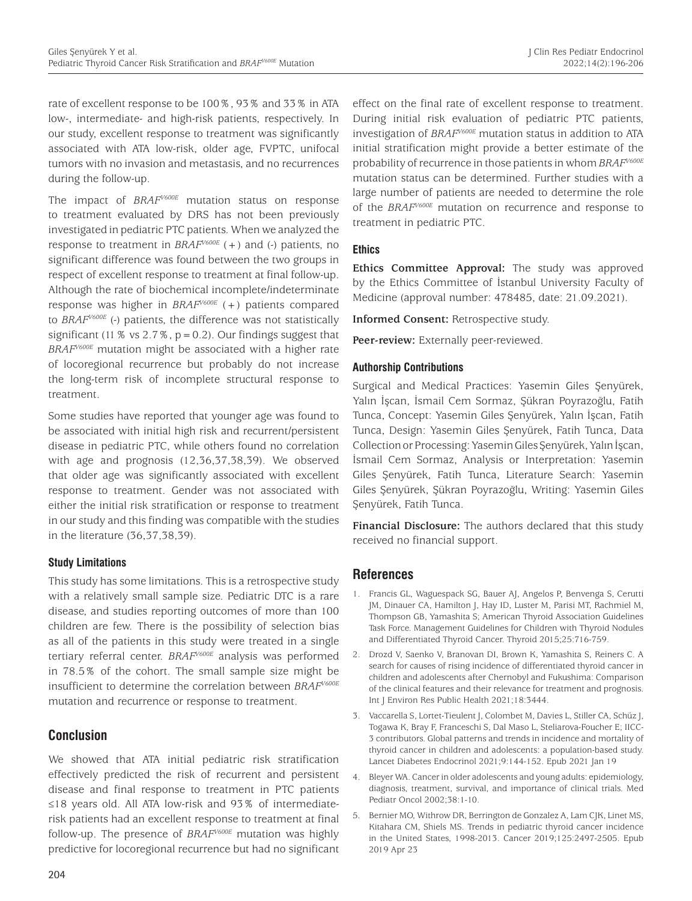rate of excellent response to be 100%, 93% and 33% in ATA low-, intermediate- and high-risk patients, respectively. In our study, excellent response to treatment was significantly associated with ATA low-risk, older age, FVPTC, unifocal tumors with no invasion and metastasis, and no recurrences during the follow-up.

The impact of *BRAF$^{V600E}$* mutation status on response to treatment evaluated by DRS has not been previously investigated in pediatric PTC patients. When we analyzed the response to treatment in *BRAF$^{V600E}$* (+) and (-) patients, no significant difference was found between the two groups in respect of excellent response to treatment at final follow-up. Although the rate of biochemical incomplete/indeterminate response was higher in *BRAF$^{V600E}$* (+) patients compared to *BRAF$^{V600E}$* (-) patients, the difference was not statistically significant (11% vs 2.7%, $p = 0.2$). Our findings suggest that *BRAF$^{V600E}$* mutation might be associated with a higher rate of locoregional recurrence but probably do not increase the long-term risk of incomplete structural response to treatment.

Some studies have reported that younger age was found to be associated with initial high risk and recurrent/persistent disease in pediatric PTC, while others found no correlation with age and prognosis (12,36,37,38,39). We observed that older age was significantly associated with excellent response to treatment. Gender was not associated with either the initial risk stratification or response to treatment in our study and this finding was compatible with the studies in the literature (36,37,38,39).

### Study Limitations

This study has some limitations. This is a retrospective study with a relatively small sample size. Pediatric DTC is a rare disease, and studies reporting outcomes of more than 100 children are few. There is the possibility of selection bias as all of the patients in this study were treated in a single tertiary referral center. *BRAF$^{V600E}$* analysis was performed in 78.5% of the cohort. The small sample size might be insufficient to determine the correlation between *BRAF$^{V600E}$* mutation and recurrence or response to treatment.

## Conclusion

We showed that ATA initial pediatric risk stratification effectively predicted the risk of recurrent and persistent disease and final response to treatment in PTC patients ≤18 years old. All ATA low-risk and 93% of intermediate-risk patients had an excellent response to treatment at final follow-up. The presence of *BRAF$^{V600E}$* mutation was highly predictive for locoregional recurrence but had no significant effect on the final rate of excellent response to treatment. During initial risk evaluation of pediatric PTC patients, investigation of *BRAF$^{V600E}$* mutation status in addition to ATA initial stratification might provide a better estimate of the probability of recurrence in those patients in whom *BRAF$^{V600E}$* mutation status can be determined. Further studies with a large number of patients are needed to determine the role of the *BRAF$^{V600E}$* mutation on recurrence and response to treatment in pediatric PTC.

### Ethics

**Ethics Committee Approval:** The study was approved by the Ethics Committee of İstanbul University Faculty of Medicine (approval number: 478485, date: 21.09.2021).

**Informed Consent:** Retrospective study.

**Peer-review:** Externally peer-reviewed.

### Authorship Contributions

Surgical and Medical Practices: Yasemin Giles Şenyürek, Yalın İşcan, İsmail Cem Sormaz, Şükran Poyrazoğlu, Fatih Tunca, Concept: Yasemin Giles Şenyürek, Yalın İşcan, Fatih Tunca, Design: Yasemin Giles Şenyürek, Fatih Tunca, Data Collection or Processing: Yasemin Giles Şenyürek, Yalın İşcan, İsmail Cem Sormaz, Analysis or Interpretation: Yasemin Giles Şenyürek, Fatih Tunca, Literature Search: Yasemin Giles Şenyürek, Şükran Poyrazoğlu, Writing: Yasemin Giles Şenyürek, Fatih Tunca.

**Financial Disclosure:** The authors declared that this study received no financial support.

## References

1. Francis GL, Waguespack SG, Bauer AJ, Angelos P, Benvenga S, Cerutti JM, Dinauer CA, Hamilton J, Hay ID, Luster M, Parisi MT, Rachmiel M, Thompson GB, Yamashita S; American Thyroid Association Guidelines Task Force. Management Guidelines for Children with Thyroid Nodules and Differentiated Thyroid Cancer. Thyroid 2015;25:716-759.
2. Drozd V, Saenko V, Branovan DI, Brown K, Yamashita S, Reiners C. A search for causes of rising incidence of differentiated thyroid cancer in children and adolescents after Chernobyl and Fukushima: Comparison of the clinical features and their relevance for treatment and prognosis. Int J Environ Res Public Health 2021;18:3444.
3. Vaccarella S, Lortet-Tieulent J, Colombet M, Davies L, Stiller CA, Schüz J, Togawa K, Bray F, Franceschi S, Dal Maso L, Steliarova-Foucher E; IICC-3 contributors. Global patterns and trends in incidence and mortality of thyroid cancer in children and adolescents: a population-based study. Lancet Diabetes Endocrinol 2021;9:144-152. Epub 2021 Jan 19
4. Bleyer WA. Cancer in older adolescents and young adults: epidemiology, diagnosis, treatment, survival, and importance of clinical trials. Med Pediatr Oncol 2002;38:1-10.
5. Bernier MO, Withrow DR, Berrington de Gonzalez A, Lam CJK, Linet MS, Kitahara CM, Shiels MS. Trends in pediatric thyroid cancer incidence in the United States, 1998-2013. Cancer 2019;125:2497-2505. Epub 2019 Apr 23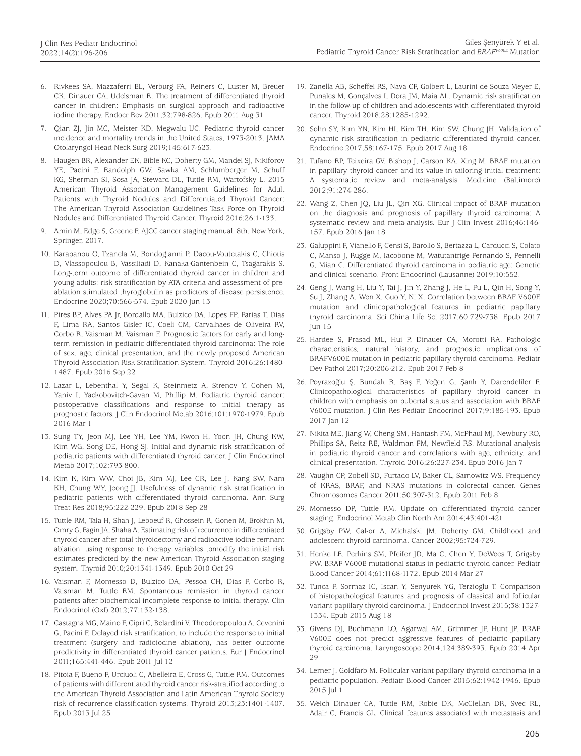6. Rivkees SA, Mazzaferri EL, Verburg FA, Reiners C, Luster M, Breuer CK, Dinauer CA, Udelsman R. The treatment of differentiated thyroid cancer in children: Emphasis on surgical approach and radioactive iodine therapy. Endocr Rev 2011;32:798-826. Epub 2011 Aug 31

7. Qian ZJ, Jin MC, Meister KD, Megwalu UC. Pediatric thyroid cancer ıncidence and mortality trends in the United States, 1973-2013. JAMA Otolaryngol Head Neck Surg 2019;145:617-623.

8. Haugen BR, Alexander EK, Bible KC, Doherty GM, Mandel SJ, Nikiforov YE, Pacini F, Randolph GW, Sawka AM, Schlumberger M, Schuff KG, Sherman SI, Sosa JA, Steward DL, Tuttle RM, Wartofsky L. 2015 American Thyroid Association Management Guidelines for Adult Patients with Thyroid Nodules and Differentiated Thyroid Cancer: The American Thyroid Association Guidelines Task Force on Thyroid Nodules and Differentiated Thyroid Cancer. Thyroid 2016;26:1-133.

9. Amin M, Edge S, Greene F. AJCC cancer staging manual. 8th. New York, Springer, 2017.

10. Karapanou O, Tzanela M, Rondogianni P, Dacou-Voutetakis C, Chiotis D, Vlassopoulou B, Vassiliadi D, Kanaka-Gantenbein C, Tsagarakis S. Long-term outcome of differentiated thyroid cancer in children and young adults: risk stratification by ATA criteria and assessment of pre-ablation stimulated thyroglobulin as predictors of disease persistence. Endocrine 2020;70:566-574. Epub 2020 Jun 13

11. Pires BP, Alves PA Jr, Bordallo MA, Bulzico DA, Lopes FP, Farias T, Dias F, Lima RA, Santos Gisler IC, Coeli CM, Carvalhaes de Oliveira RV, Corbo R, Vaisman M, Vaisman F. Prognostic factors for early and long-term remission in pediatric differentiated thyroid carcinoma: The role of sex, age, clinical presentation, and the newly proposed American Thyroid Association Risk Stratification System. Thyroid 2016;26:1480-1487. Epub 2016 Sep 22

12. Lazar L, Lebenthal Y, Segal K, Steinmetz A, Strenov Y, Cohen M, Yaniv I, Yackobovitch-Gavan M, Phillip M. Pediatric thyroid cancer: postoperative classifications and response to ınitial therapy as prognostic factors. J Clin Endocrinol Metab 2016;101:1970-1979. Epub 2016 Mar 1

13. Sung TY, Jeon MJ, Lee YH, Lee YM, Kwon H, Yoon JH, Chung KW, Kim WG, Song DE, Hong SJ. Initial and dynamic risk stratification of pediatric patients with differentiated thyroid cancer. J Clin Endocrinol Metab 2017;102:793-800.

14. Kim K, Kim WW, Choi JB, Kim MJ, Lee CR, Lee J, Kang SW, Nam KH, Chung WY, Jeong JJ. Usefulness of dynamic risk stratification in pediatric patients with differentiated thyroid carcinoma. Ann Surg Treat Res 2018;95:222-229. Epub 2018 Sep 28

15. Tuttle RM, Tala H, Shah J, Leboeuf R, Ghossein R, Gonen M, Brokhin M, Omry G, Fagin JA, Shaha A. Estimating risk of recurrence in differentiated thyroid cancer after total thyroidectomy and radioactive iodine remnant ablation: using response to therapy variables tomodify the initial risk estimates predicted by the new American Thyroid Association staging system. Thyroid 2010;20:1341-1349. Epub 2010 Oct 29

16. Vaisman F, Momesso D, Bulzico DA, Pessoa CH, Dias F, Corbo R, Vaisman M, Tuttle RM. Spontaneous remission in thyroid cancer patients after biochemical incomplete response to initial therapy. Clin Endocrinol (Oxf) 2012;77:132-138.

17. Castagna MG, Maino F, Cipri C, Belardini V, Theodoropoulou A, Cevenini G, Pacini F. Delayed risk stratification, to include the response to initial treatment (surgery and radioiodine ablation), has better outcome predictivity in differentiated thyroid cancer patients. Eur J Endocrinol 2011;165:441-446. Epub 2011 Jul 12

18. Pitoia F, Bueno F, Urciuoli C, Abelleira E, Cross G, Tuttle RM. Outcomes of patients with differentiated thyroid cancer risk-stratified according to the American Thyroid Association and Latin American Thyroid Society risk of recurrence classification systems. Thyroid 2013;23:1401-1407. Epub 2013 Jul 25

19. Zanella AB, Scheffel RS, Nava CF, Golbert L, Laurini de Souza Meyer E, Punales M, Gonçalves I, Dora JM, Maia AL. Dynamic risk stratification in the follow-up of children and adolescents with differentiated thyroid cancer. Thyroid 2018;28:1285-1292.

20. Sohn SY, Kim YN, Kim HI, Kim TH, Kim SW, Chung JH. Validation of dynamic risk stratification in pediatric differentiated thyroid cancer. Endocrine 2017;58:167-175. Epub 2017 Aug 18

21. Tufano RP, Teixeira GV, Bishop J, Carson KA, Xing M. BRAF mutation in papillary thyroid cancer and its value in tailoring initial treatment: A systematic review and meta-analysis. Medicine (Baltimore) 2012;91:274-286.

22. Wang Z, Chen JQ, Liu JL, Qin XG. Clinical impact of BRAF mutation on the diagnosis and prognosis of papillary thyroid carcinoma: A systematic review and meta-analysis. Eur J Clin Invest 2016;46:146-157. Epub 2016 Jan 18

23. Galuppini F, Vianello F, Censi S, Barollo S, Bertazza L, Carducci S, Colato C, Manso J, Rugge M, Iacobone M, Watutantrige Fernando S, Pennelli G, Mian C. Differentiated thyroid carcinoma in pediatric age: Genetic and clinical scenario. Front Endocrinol (Lausanne) 2019;10:552.

24. Geng J, Wang H, Liu Y, Tai J, Jin Y, Zhang J, He L, Fu L, Qin H, Song Y, Su J, Zhang A, Wen X, Guo Y, Ni X. Correlation between BRAF V600E mutation and clinicopathological features in pediatric papillary thyroid carcinoma. Sci China Life Sci 2017;60:729-738. Epub 2017 Jun 15

25. Hardee S, Prasad ML, Hui P, Dinauer CA, Morotti RA. Pathologic characteristics, natural history, and prognostic ımplications of BRAFV600E mutation in pediatric papillary thyroid carcinoma. Pediatr Dev Pathol 2017;20:206-212. Epub 2017 Feb 8

26. Poyrazoğlu Ş, Bundak R, Baş F, Yeğen G, Şanlı Y, Darendeliler F. Clinicopathological characteristics of papillary thyroid cancer in children with emphasis on pubertal status and association with BRAF V600E mutation. J Clin Res Pediatr Endocrinol 2017;9:185-193. Epub 2017 Jan 12

27. Nikita ME, Jiang W, Cheng SM, Hantash FM, McPhaul MJ, Newbury RO, Phillips SA, Reitz RE, Waldman FM, Newfield RS. Mutational analysis in pediatric thyroid cancer and correlations with age, ethnicity, and clinical presentation. Thyroid 2016;26:227-234. Epub 2016 Jan 7

28. Vaughn CP, Zobell SD, Furtado LV, Baker CL, Samowitz WS. Frequency of KRAS, BRAF, and NRAS mutations in colorectal cancer. Genes Chromosomes Cancer 2011;50:307-312. Epub 2011 Feb 8

29. Momesso DP, Tuttle RM. Update on differentiated thyroid cancer staging. Endocrinol Metab Clin North Am 2014;43:401-421.

30. Grigsby PW, Gal-or A, Michalski JM, Doherty GM. Childhood and adolescent thyroid carcinoma. Cancer 2002;95:724-729.

31. Henke LE, Perkins SM, Pfeifer JD, Ma C, Chen Y, DeWees T, Grigsby PW. BRAF V600E mutational status in pediatric thyroid cancer. Pediatr Blood Cancer 2014;61:1168-1172. Epub 2014 Mar 27

32. Tunca F, Sormaz IC, Iscan Y, Senyurek YG, Terzioglu T. Comparison of histopathological features and prognosis of classical and follicular variant papillary thyroid carcinoma. J Endocrinol Invest 2015;38:1327-1334. Epub 2015 Aug 18

33. Givens DJ, Buchmann LO, Agarwal AM, Grimmer JF, Hunt JP. BRAF V600E does not predict aggressive features of pediatric papillary thyroid carcinoma. Laryngoscope 2014;124:389-393. Epub 2014 Apr 29

34. Lerner J, Goldfarb M. Follicular variant papillary thyroid carcinoma in a pediatric population. Pediatr Blood Cancer 2015;62:1942-1946. Epub 2015 Jul 1

35. Welch Dinauer CA, Tuttle RM, Robie DK, McClellan DR, Svec RL, Adair C, Francis GL. Clinical features associated with metastasis and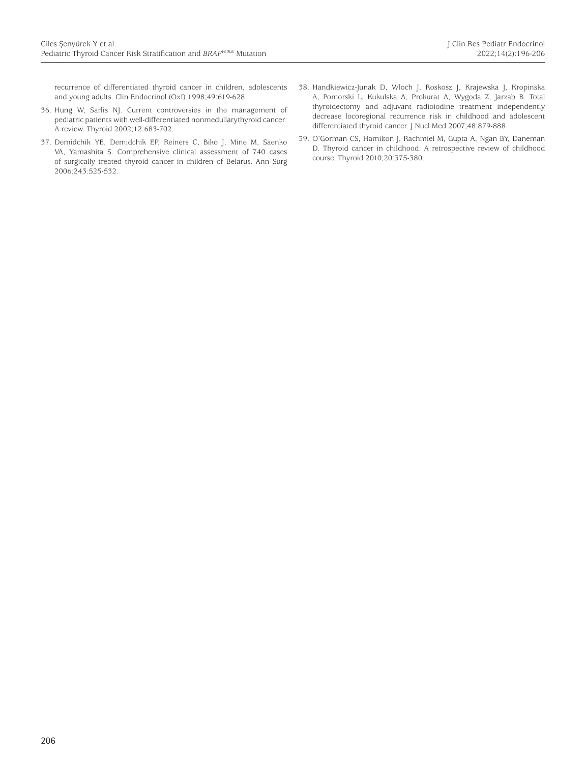recurrence of differentiated thyroid cancer in children, adolescents and young adults. Clin Endocrinol (Oxf) 1998;49:619-628.

36. Hung W, Sarlis NJ. Current controversies in the management of pediatric patients with well-differentiated nonmedullarythyroid cancer: A review. Thyroid 2002;12:683-702.

37. Demidchik YE, Demidchik EP, Reiners C, Biko J, Mine M, Saenko VA, Yamashita S. Comprehensive clinical assessment of 740 cases of surgically treated thyroid cancer in children of Belarus. Ann Surg 2006;243:525-532.

38. Handkiewicz-Junak D, Wloch J, Roskosz J, Krajewska J, Kropinska A, Pomorski L, Kukulska A, Prokurat A, Wygoda Z, Jarzab B. Total thyroidectomy and adjuvant radioiodine treatment independently decrease locoregional recurrence risk in childhood and adolescent differentiated thyroid cancer. J Nucl Med 2007;48:879-888.

39. O'Gorman CS, Hamilton J, Rachmiel M, Gupta A, Ngan BY, Daneman D. Thyroid cancer in childhood: A retrospective review of childhood course. Thyroid 2010;20:375-380.